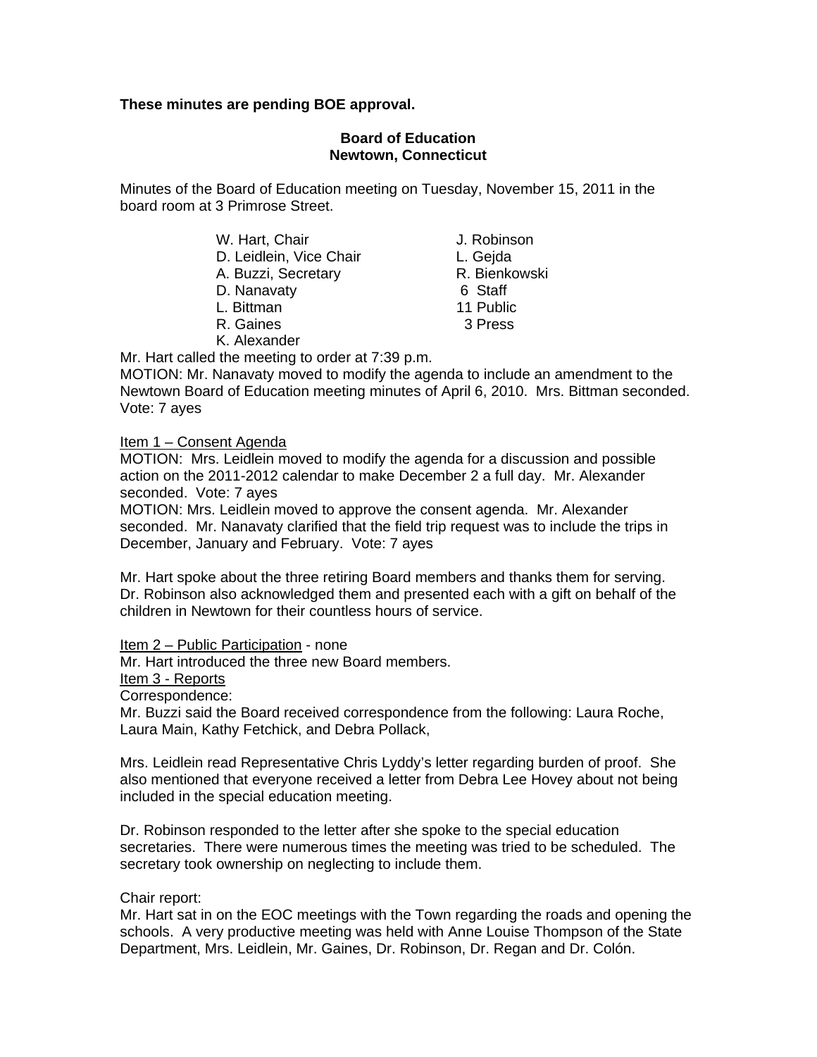**These minutes are pending BOE approval.**

**Board of Education**
**Newtown, Connecticut**

Minutes of the Board of Education meeting on Tuesday, November 15, 2011 in the board room at 3 Primrose Street.

| | |
|---|---|
| W. Hart, Chair | J. Robinson |
| D. Leidlein, Vice Chair | L. Gejda |
| A. Buzzi, Secretary | R. Bienkowski |
| D. Nanavaty | 6 Staff |
| L. Bittman | 11 Public |
| R. Gaines | 3 Press |
| K. Alexander | |

Mr. Hart called the meeting to order at 7:39 p.m.
MOTION: Mr. Nanavaty moved to modify the agenda to include an amendment to the Newtown Board of Education meeting minutes of April 6, 2010. Mrs. Bittman seconded. Vote: 7 ayes

<u>Item 1 – Consent Agenda</u>
MOTION: Mrs. Leidlein moved to modify the agenda for a discussion and possible action on the 2011-2012 calendar to make December 2 a full day. Mr. Alexander seconded. Vote: 7 ayes
MOTION: Mrs. Leidlein moved to approve the consent agenda. Mr. Alexander seconded. Mr. Nanavaty clarified that the field trip request was to include the trips in December, January and February. Vote: 7 ayes

Mr. Hart spoke about the three retiring Board members and thanks them for serving. Dr. Robinson also acknowledged them and presented each with a gift on behalf of the children in Newtown for their countless hours of service.

<u>Item 2 – Public Participation</u> - none
Mr. Hart introduced the three new Board members.
<u>Item 3 - Reports</u>
Correspondence:
Mr. Buzzi said the Board received correspondence from the following: Laura Roche, Laura Main, Kathy Fetchick, and Debra Pollack,

Mrs. Leidlein read Representative Chris Lyddy's letter regarding burden of proof. She also mentioned that everyone received a letter from Debra Lee Hovey about not being included in the special education meeting.

Dr. Robinson responded to the letter after she spoke to the special education secretaries. There were numerous times the meeting was tried to be scheduled. The secretary took ownership on neglecting to include them.

Chair report:
Mr. Hart sat in on the EOC meetings with the Town regarding the roads and opening the schools. A very productive meeting was held with Anne Louise Thompson of the State Department, Mrs. Leidlein, Mr. Gaines, Dr. Robinson, Dr. Regan and Dr. Colón.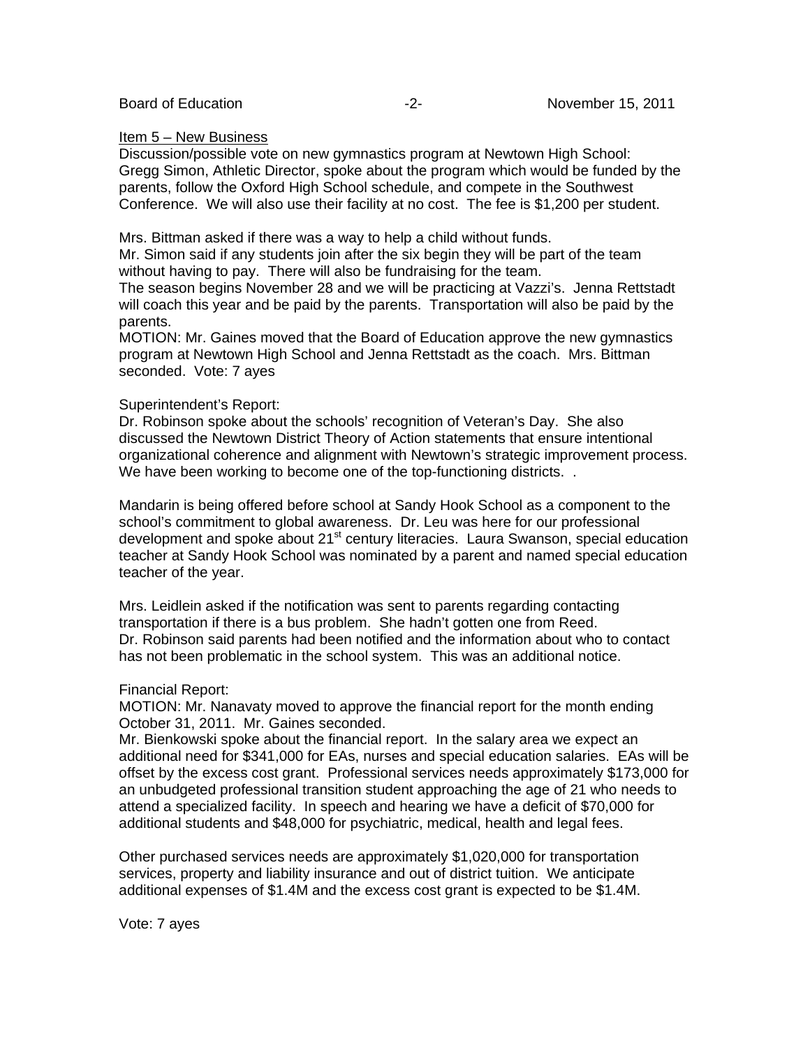Item 5 – New Business

Discussion/possible vote on new gymnastics program at Newtown High School: Gregg Simon, Athletic Director, spoke about the program which would be funded by the parents, follow the Oxford High School schedule, and compete in the Southwest Conference. We will also use their facility at no cost. The fee is $1,200 per student.

Mrs. Bittman asked if there was a way to help a child without funds.
Mr. Simon said if any students join after the six begin they will be part of the team without having to pay. There will also be fundraising for the team.
The season begins November 28 and we will be practicing at Vazzi's. Jenna Rettstadt will coach this year and be paid by the parents. Transportation will also be paid by the parents.
MOTION: Mr. Gaines moved that the Board of Education approve the new gymnastics program at Newtown High School and Jenna Rettstadt as the coach. Mrs. Bittman seconded. Vote: 7 ayes

Superintendent's Report:
Dr. Robinson spoke about the schools' recognition of Veteran's Day. She also discussed the Newtown District Theory of Action statements that ensure intentional organizational coherence and alignment with Newtown's strategic improvement process. We have been working to become one of the top-functioning districts. .

Mandarin is being offered before school at Sandy Hook School as a component to the school's commitment to global awareness. Dr. Leu was here for our professional development and spoke about 21st century literacies. Laura Swanson, special education teacher at Sandy Hook School was nominated by a parent and named special education teacher of the year.

Mrs. Leidlein asked if the notification was sent to parents regarding contacting transportation if there is a bus problem. She hadn't gotten one from Reed.
Dr. Robinson said parents had been notified and the information about who to contact has not been problematic in the school system. This was an additional notice.

Financial Report:
MOTION: Mr. Nanavaty moved to approve the financial report for the month ending October 31, 2011. Mr. Gaines seconded.
Mr. Bienkowski spoke about the financial report. In the salary area we expect an additional need for $341,000 for EAs, nurses and special education salaries. EAs will be offset by the excess cost grant. Professional services needs approximately $173,000 for an unbudgeted professional transition student approaching the age of 21 who needs to attend a specialized facility. In speech and hearing we have a deficit of $70,000 for additional students and $48,000 for psychiatric, medical, health and legal fees.

Other purchased services needs are approximately $1,020,000 for transportation services, property and liability insurance and out of district tuition. We anticipate additional expenses of $1.4M and the excess cost grant is expected to be $1.4M.

Vote: 7 ayes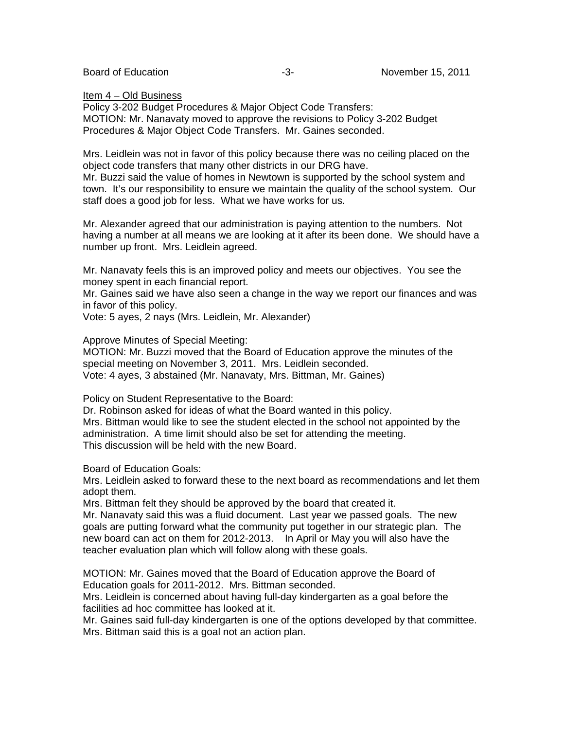Item 4 – Old Business

Policy 3-202 Budget Procedures & Major Object Code Transfers:
MOTION: Mr. Nanavaty moved to approve the revisions to Policy 3-202 Budget Procedures & Major Object Code Transfers. Mr. Gaines seconded.

Mrs. Leidlein was not in favor of this policy because there was no ceiling placed on the object code transfers that many other districts in our DRG have.
Mr. Buzzi said the value of homes in Newtown is supported by the school system and town. It's our responsibility to ensure we maintain the quality of the school system. Our staff does a good job for less. What we have works for us.

Mr. Alexander agreed that our administration is paying attention to the numbers. Not having a number at all means we are looking at it after its been done. We should have a number up front. Mrs. Leidlein agreed.

Mr. Nanavaty feels this is an improved policy and meets our objectives. You see the money spent in each financial report.
Mr. Gaines said we have also seen a change in the way we report our finances and was in favor of this policy.
Vote: 5 ayes, 2 nays (Mrs. Leidlein, Mr. Alexander)

Approve Minutes of Special Meeting:
MOTION: Mr. Buzzi moved that the Board of Education approve the minutes of the special meeting on November 3, 2011. Mrs. Leidlein seconded.
Vote: 4 ayes, 3 abstained (Mr. Nanavaty, Mrs. Bittman, Mr. Gaines)

Policy on Student Representative to the Board:
Dr. Robinson asked for ideas of what the Board wanted in this policy.
Mrs. Bittman would like to see the student elected in the school not appointed by the administration. A time limit should also be set for attending the meeting.
This discussion will be held with the new Board.

Board of Education Goals:
Mrs. Leidlein asked to forward these to the next board as recommendations and let them adopt them.
Mrs. Bittman felt they should be approved by the board that created it.
Mr. Nanavaty said this was a fluid document. Last year we passed goals. The new goals are putting forward what the community put together in our strategic plan. The new board can act on them for 2012-2013. In April or May you will also have the teacher evaluation plan which will follow along with these goals.

MOTION: Mr. Gaines moved that the Board of Education approve the Board of Education goals for 2011-2012. Mrs. Bittman seconded.
Mrs. Leidlein is concerned about having full-day kindergarten as a goal before the facilities ad hoc committee has looked at it.
Mr. Gaines said full-day kindergarten is one of the options developed by that committee.
Mrs. Bittman said this is a goal not an action plan.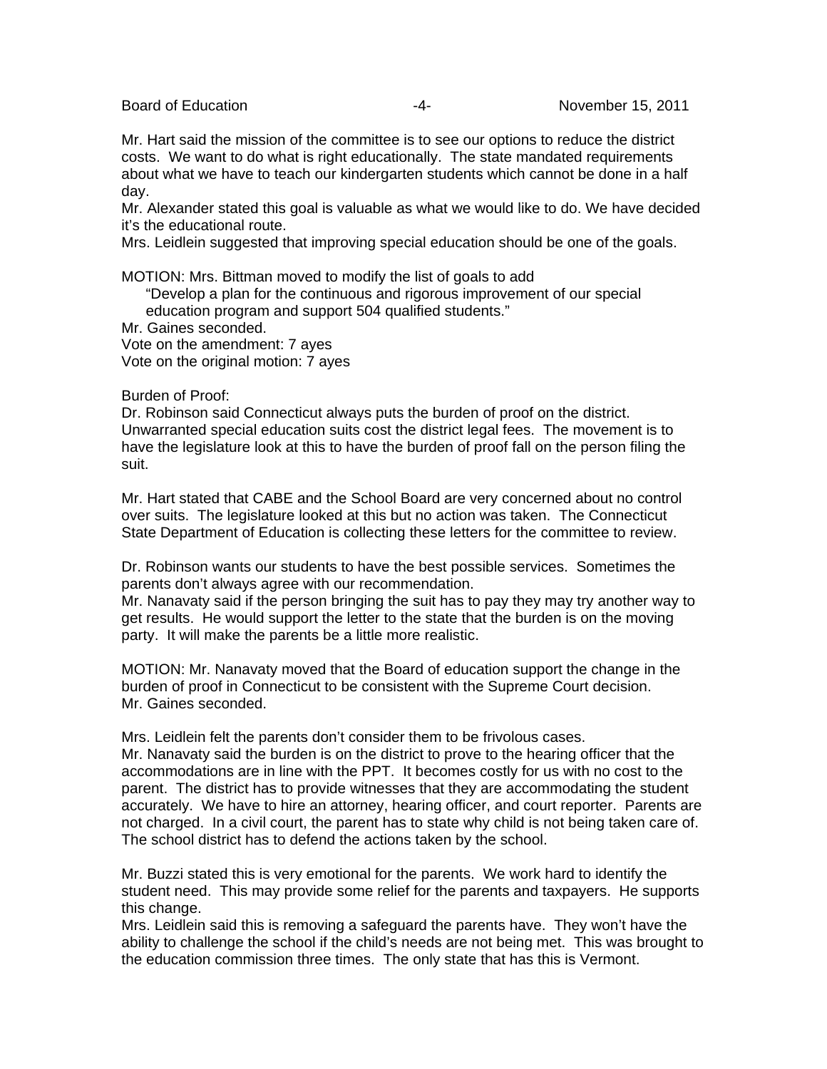Mr. Hart said the mission of the committee is to see our options to reduce the district costs. We want to do what is right educationally. The state mandated requirements about what we have to teach our kindergarten students which cannot be done in a half day.

Mr. Alexander stated this goal is valuable as what we would like to do. We have decided it's the educational route.

Mrs. Leidlein suggested that improving special education should be one of the goals.

MOTION: Mrs. Bittman moved to modify the list of goals to add
"Develop a plan for the continuous and rigorous improvement of our special education program and support 504 qualified students."

Mr. Gaines seconded.

Vote on the amendment: 7 ayes

Vote on the original motion: 7 ayes

Burden of Proof:

Dr. Robinson said Connecticut always puts the burden of proof on the district. Unwarranted special education suits cost the district legal fees. The movement is to have the legislature look at this to have the burden of proof fall on the person filing the suit.

Mr. Hart stated that CABE and the School Board are very concerned about no control over suits. The legislature looked at this but no action was taken. The Connecticut State Department of Education is collecting these letters for the committee to review.

Dr. Robinson wants our students to have the best possible services. Sometimes the parents don't always agree with our recommendation.

Mr. Nanavaty said if the person bringing the suit has to pay they may try another way to get results. He would support the letter to the state that the burden is on the moving party. It will make the parents be a little more realistic.

MOTION: Mr. Nanavaty moved that the Board of education support the change in the burden of proof in Connecticut to be consistent with the Supreme Court decision.
Mr. Gaines seconded.

Mrs. Leidlein felt the parents don't consider them to be frivolous cases.

Mr. Nanavaty said the burden is on the district to prove to the hearing officer that the accommodations are in line with the PPT. It becomes costly for us with no cost to the parent. The district has to provide witnesses that they are accommodating the student accurately. We have to hire an attorney, hearing officer, and court reporter. Parents are not charged. In a civil court, the parent has to state why child is not being taken care of. The school district has to defend the actions taken by the school.

Mr. Buzzi stated this is very emotional for the parents. We work hard to identify the student need. This may provide some relief for the parents and taxpayers. He supports this change.

Mrs. Leidlein said this is removing a safeguard the parents have. They won't have the ability to challenge the school if the child's needs are not being met. This was brought to the education commission three times. The only state that has this is Vermont.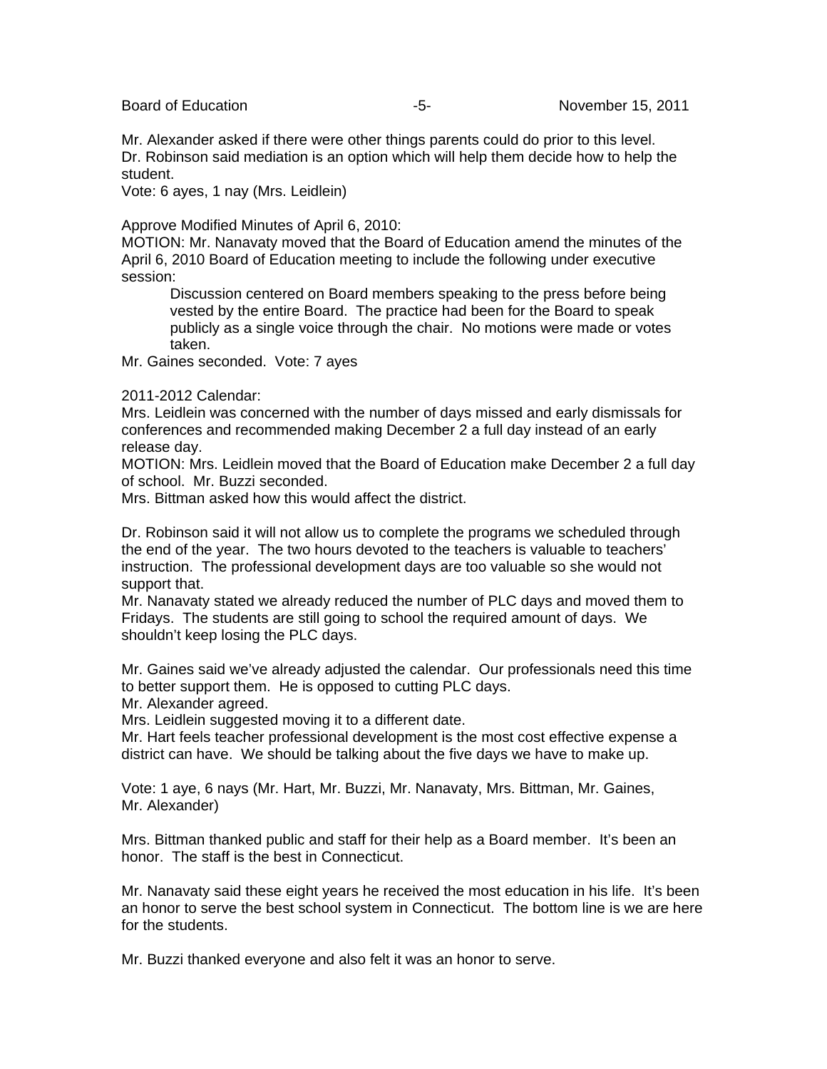Mr. Alexander asked if there were other things parents could do prior to this level. Dr. Robinson said mediation is an option which will help them decide how to help the student.
Vote: 6 ayes, 1 nay (Mrs. Leidlein)

Approve Modified Minutes of April 6, 2010:
MOTION: Mr. Nanavaty moved that the Board of Education amend the minutes of the April 6, 2010 Board of Education meeting to include the following under executive session:

> Discussion centered on Board members speaking to the press before being vested by the entire Board. The practice had been for the Board to speak publicly as a single voice through the chair. No motions were made or votes taken.

Mr. Gaines seconded. Vote: 7 ayes

2011-2012 Calendar:
Mrs. Leidlein was concerned with the number of days missed and early dismissals for conferences and recommended making December 2 a full day instead of an early release day.
MOTION: Mrs. Leidlein moved that the Board of Education make December 2 a full day of school. Mr. Buzzi seconded.
Mrs. Bittman asked how this would affect the district.

Dr. Robinson said it will not allow us to complete the programs we scheduled through the end of the year. The two hours devoted to the teachers is valuable to teachers' instruction. The professional development days are too valuable so she would not support that.
Mr. Nanavaty stated we already reduced the number of PLC days and moved them to Fridays. The students are still going to school the required amount of days. We shouldn't keep losing the PLC days.

Mr. Gaines said we've already adjusted the calendar. Our professionals need this time to better support them. He is opposed to cutting PLC days.
Mr. Alexander agreed.
Mrs. Leidlein suggested moving it to a different date.
Mr. Hart feels teacher professional development is the most cost effective expense a district can have. We should be talking about the five days we have to make up.

Vote: 1 aye, 6 nays (Mr. Hart, Mr. Buzzi, Mr. Nanavaty, Mrs. Bittman, Mr. Gaines, Mr. Alexander)

Mrs. Bittman thanked public and staff for their help as a Board member. It's been an honor. The staff is the best in Connecticut.

Mr. Nanavaty said these eight years he received the most education in his life. It's been an honor to serve the best school system in Connecticut. The bottom line is we are here for the students.

Mr. Buzzi thanked everyone and also felt it was an honor to serve.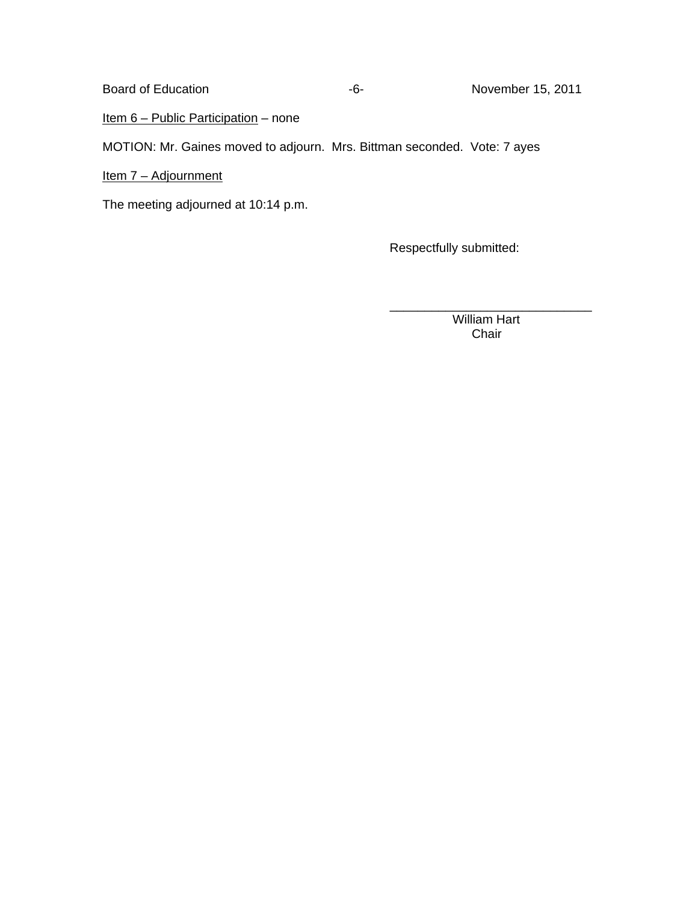Item 6 – Public Participation – none

MOTION: Mr. Gaines moved to adjourn. Mrs. Bittman seconded. Vote: 7 ayes

Item 7 – Adjournment

The meeting adjourned at 10:14 p.m.

Respectfully submitted:

\_\_\_\_\_\_\_\_\_\_\_\_\_\_\_\_\_\_\_\_\_\_\_\_\_\_\_\_\_\_

William Hart
Chair